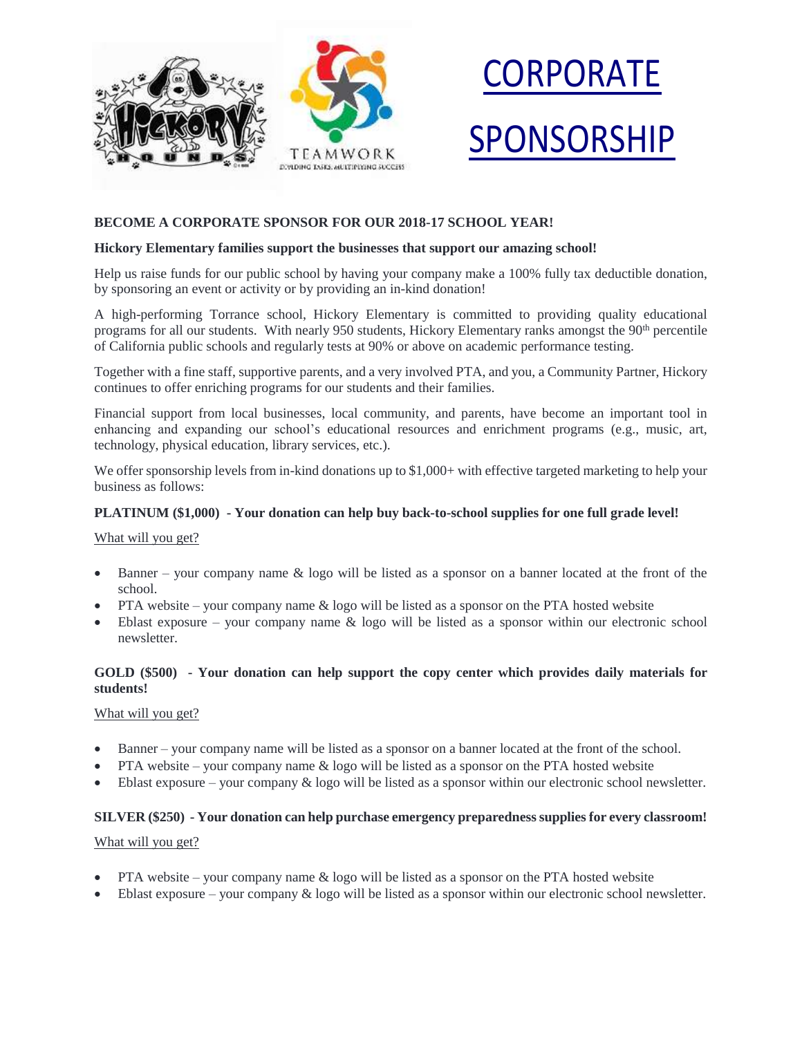# CORPORATE SPONSORSHIP

**BECOME A CORPORATE SPONSOR FOR OUR 2018-17 SCHOOL YEAR!**

**Hickory Elementary families support the businesses that support our amazing school!**

Help us raise funds for our public school by having your company make a 100% fully tax deductible donation, by sponsoring an event or activity or by providing an in-kind donation!

A high-performing Torrance school, Hickory Elementary is committed to providing quality educational programs for all our students. With nearly 950 students, Hickory Elementary ranks amongst the 90th percentile of California public schools and regularly tests at 90% or above on academic performance testing.

Together with a fine staff, supportive parents, and a very involved PTA, and you, a Community Partner, Hickory continues to offer enriching programs for our students and their families.

Financial support from local businesses, local community, and parents, have become an important tool in enhancing and expanding our school's educational resources and enrichment programs (e.g., music, art, technology, physical education, library services, etc.).

We offer sponsorship levels from in-kind donations up to $1,000+ with effective targeted marketing to help your business as follows:

**PLATINUM ($1,000) - Your donation can help buy back-to-school supplies for one full grade level!**

What will you get?

- Banner – your company name & logo will be listed as a sponsor on a banner located at the front of the school.
- PTA website – your company name & logo will be listed as a sponsor on the PTA hosted website
- Eblast exposure – your company name & logo will be listed as a sponsor within our electronic school newsletter.

**GOLD ($500) - Your donation can help support the copy center which provides daily materials for students!**

What will you get?

- Banner – your company name will be listed as a sponsor on a banner located at the front of the school.
- PTA website – your company name & logo will be listed as a sponsor on the PTA hosted website
- Eblast exposure – your company & logo will be listed as a sponsor within our electronic school newsletter.

**SILVER ($250) - Your donation can help purchase emergency preparedness supplies for every classroom!**

What will you get?

- PTA website – your company name & logo will be listed as a sponsor on the PTA hosted website
- Eblast exposure – your company & logo will be listed as a sponsor within our electronic school newsletter.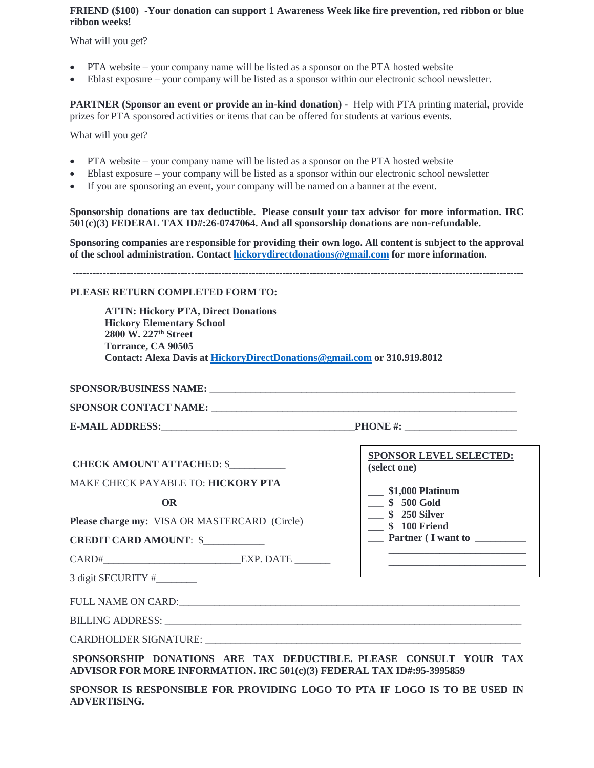**FRIEND ($100) -Your donation can support 1 Awareness Week like fire prevention, red ribbon or blue ribbon weeks!**

What will you get?

- PTA website – your company name will be listed as a sponsor on the PTA hosted website
- Eblast exposure – your company will be listed as a sponsor within our electronic school newsletter.

**PARTNER (Sponsor an event or provide an in-kind donation) -** Help with PTA printing material, provide prizes for PTA sponsored activities or items that can be offered for students at various events.

What will you get?

- PTA website – your company name will be listed as a sponsor on the PTA hosted website
- Eblast exposure – your company will be listed as a sponsor within our electronic school newsletter
- If you are sponsoring an event, your company will be named on a banner at the event.

**Sponsorship donations are tax deductible. Please consult your tax advisor for more information. IRC 501(c)(3) FEDERAL TAX ID#:26-0747064. And all sponsorship donations are non-refundable.**

**Sponsoring companies are responsible for providing their own logo. All content is subject to the approval of the school administration. Contact hickorydirectdonations@gmail.com for more information.**

---

**PLEASE RETURN COMPLETED FORM TO:**

**ATTN: Hickory PTA, Direct Donations**
**Hickory Elementary School**
**2800 W. 227th Street**
**Torrance, CA 90505**
**Contact: Alexa Davis at HickoryDirectDonations@gmail.com or 310.919.8012**

**SPONSOR/BUSINESS NAME:** ____________________________________________________________

**SPONSOR CONTACT NAME:** ____________________________________________________________

**E-MAIL ADDRESS:**_____________________________________**PHONE #:** _____________________

**CHECK AMOUNT ATTACHED**: $__________

MAKE CHECK PAYABLE TO: **HICKORY PTA**

**OR**

**Please charge my:** VISA OR MASTERCARD (Circle)

**CREDIT CARD AMOUNT**: $___________

CARD#__________________________EXP. DATE _______

3 digit SECURITY #________

**SPONSOR LEVEL SELECTED:**
**(select one)**

___ **$1,000 Platinum**
___ **$ 500 Gold**
___ **$ 250 Silver**
___ **$ 100 Friend**
___ **Partner ( I want to _________**
**__________________________**
**__________________________**

FULL NAME ON CARD:_____________________________________________________________________

BILLING ADDRESS: _______________________________________________________________________

CARDHOLDER SIGNATURE: _________________________________________________________________

**SPONSORSHIP DONATIONS ARE TAX DEDUCTIBLE. PLEASE CONSULT YOUR TAX ADVISOR FOR MORE INFORMATION. IRC 501(c)(3) FEDERAL TAX ID#:95-3995859**

**SPONSOR IS RESPONSIBLE FOR PROVIDING LOGO TO PTA IF LOGO IS TO BE USED IN ADVERTISING.**